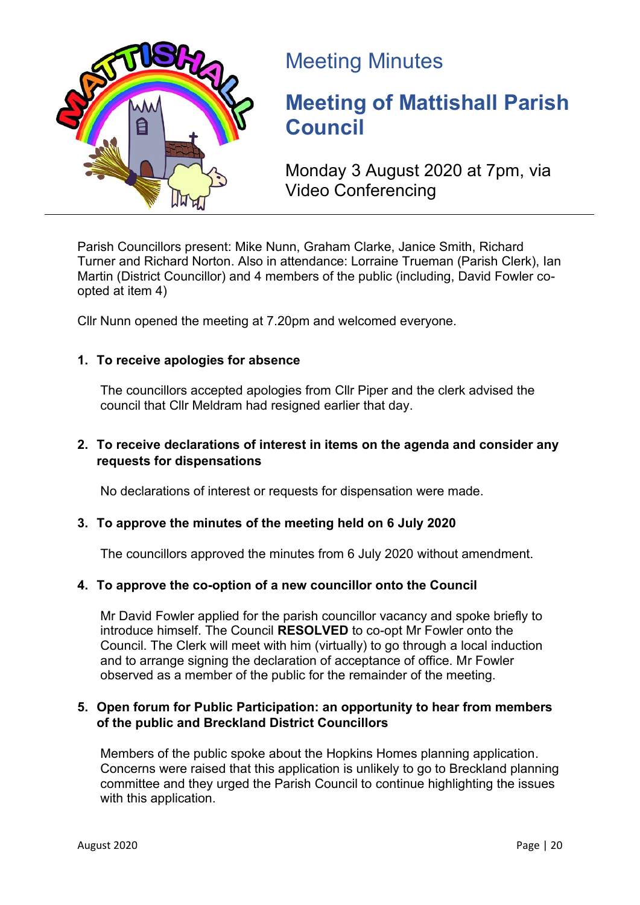# Meeting Minutes

## Meeting of Mattishall Parish Council

Monday 3 August 2020 at 7pm, via Video Conferencing

Parish Councillors present: Mike Nunn, Graham Clarke, Janice Smith, Richard Turner and Richard Norton. Also in attendance: Lorraine Trueman (Parish Clerk), Ian Martin (District Councillor) and 4 members of the public (including, David Fowler co-opted at item 4)

Cllr Nunn opened the meeting at 7.20pm and welcomed everyone.

### 1. To receive apologies for absence

The councillors accepted apologies from Cllr Piper and the clerk advised the council that Cllr Meldram had resigned earlier that day.

### 2. To receive declarations of interest in items on the agenda and consider any requests for dispensations

No declarations of interest or requests for dispensation were made.

### 3. To approve the minutes of the meeting held on 6 July 2020

The councillors approved the minutes from 6 July 2020 without amendment.

### 4. To approve the co-option of a new councillor onto the Council

Mr David Fowler applied for the parish councillor vacancy and spoke briefly to introduce himself. The Council **RESOLVED** to co-opt Mr Fowler onto the Council. The Clerk will meet with him (virtually) to go through a local induction and to arrange signing the declaration of acceptance of office. Mr Fowler observed as a member of the public for the remainder of the meeting.

### 5. Open forum for Public Participation: an opportunity to hear from members of the public and Breckland District Councillors

Members of the public spoke about the Hopkins Homes planning application. Concerns were raised that this application is unlikely to go to Breckland planning committee and they urged the Parish Council to continue highlighting the issues with this application.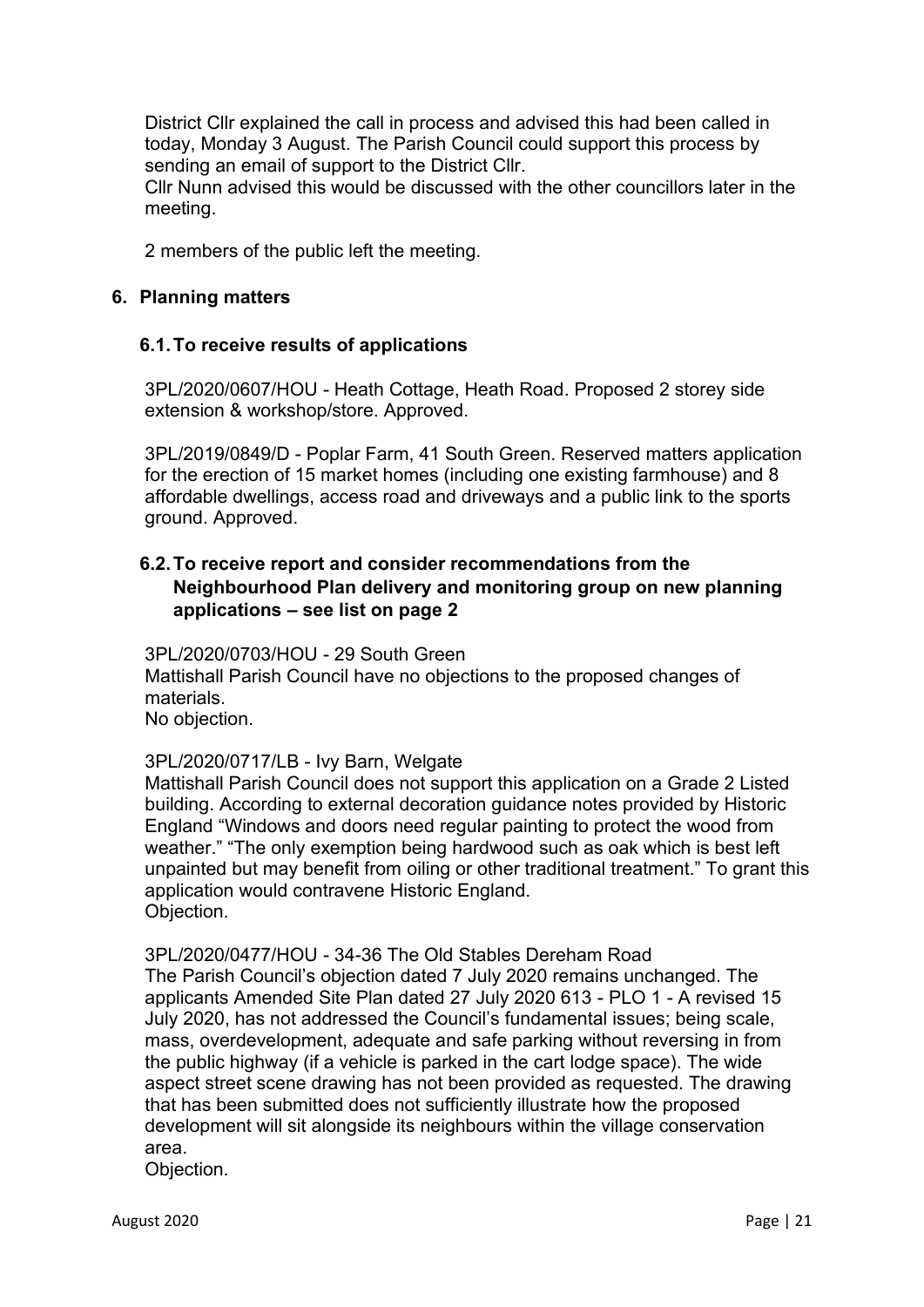District Cllr explained the call in process and advised this had been called in today, Monday 3 August. The Parish Council could support this process by sending an email of support to the District Cllr.
Cllr Nunn advised this would be discussed with the other councillors later in the meeting.

2 members of the public left the meeting.

## 6. Planning matters

### 6.1. To receive results of applications

3PL/2020/0607/HOU - Heath Cottage, Heath Road. Proposed 2 storey side extension & workshop/store. Approved.

3PL/2019/0849/D - Poplar Farm, 41 South Green. Reserved matters application for the erection of 15 market homes (including one existing farmhouse) and 8 affordable dwellings, access road and driveways and a public link to the sports ground. Approved.

### 6.2. To receive report and consider recommendations from the Neighbourhood Plan delivery and monitoring group on new planning applications – see list on page 2

3PL/2020/0703/HOU - 29 South Green
Mattishall Parish Council have no objections to the proposed changes of materials.
No objection.

3PL/2020/0717/LB - Ivy Barn, Welgate
Mattishall Parish Council does not support this application on a Grade 2 Listed building. According to external decoration guidance notes provided by Historic England "Windows and doors need regular painting to protect the wood from weather." "The only exemption being hardwood such as oak which is best left unpainted but may benefit from oiling or other traditional treatment." To grant this application would contravene Historic England.
Objection.

3PL/2020/0477/HOU - 34-36 The Old Stables Dereham Road
The Parish Council's objection dated 7 July 2020 remains unchanged. The applicants Amended Site Plan dated 27 July 2020 613 - PLO 1 - A revised 15 July 2020, has not addressed the Council's fundamental issues; being scale, mass, overdevelopment, adequate and safe parking without reversing in from the public highway (if a vehicle is parked in the cart lodge space). The wide aspect street scene drawing has not been provided as requested. The drawing that has been submitted does not sufficiently illustrate how the proposed development will sit alongside its neighbours within the village conservation area.
Objection.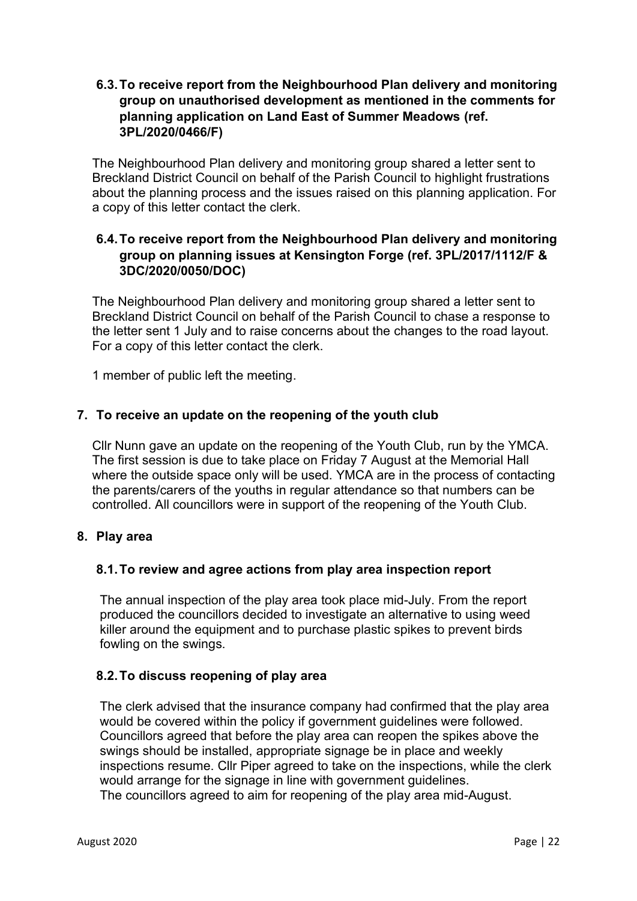### 6.3. To receive report from the Neighbourhood Plan delivery and monitoring group on unauthorised development as mentioned in the comments for planning application on Land East of Summer Meadows (ref. 3PL/2020/0466/F)

The Neighbourhood Plan delivery and monitoring group shared a letter sent to Breckland District Council on behalf of the Parish Council to highlight frustrations about the planning process and the issues raised on this planning application. For a copy of this letter contact the clerk.

### 6.4. To receive report from the Neighbourhood Plan delivery and monitoring group on planning issues at Kensington Forge (ref. 3PL/2017/1112/F & 3DC/2020/0050/DOC)

The Neighbourhood Plan delivery and monitoring group shared a letter sent to Breckland District Council on behalf of the Parish Council to chase a response to the letter sent 1 July and to raise concerns about the changes to the road layout. For a copy of this letter contact the clerk.

1 member of public left the meeting.

## 7. To receive an update on the reopening of the youth club

Cllr Nunn gave an update on the reopening of the Youth Club, run by the YMCA. The first session is due to take place on Friday 7 August at the Memorial Hall where the outside space only will be used. YMCA are in the process of contacting the parents/carers of the youths in regular attendance so that numbers can be controlled. All councillors were in support of the reopening of the Youth Club.

## 8. Play area

### 8.1. To review and agree actions from play area inspection report

The annual inspection of the play area took place mid-July. From the report produced the councillors decided to investigate an alternative to using weed killer around the equipment and to purchase plastic spikes to prevent birds fowling on the swings.

### 8.2. To discuss reopening of play area

The clerk advised that the insurance company had confirmed that the play area would be covered within the policy if government guidelines were followed. Councillors agreed that before the play area can reopen the spikes above the swings should be installed, appropriate signage be in place and weekly inspections resume. Cllr Piper agreed to take on the inspections, while the clerk would arrange for the signage in line with government guidelines.
The councillors agreed to aim for reopening of the play area mid-August.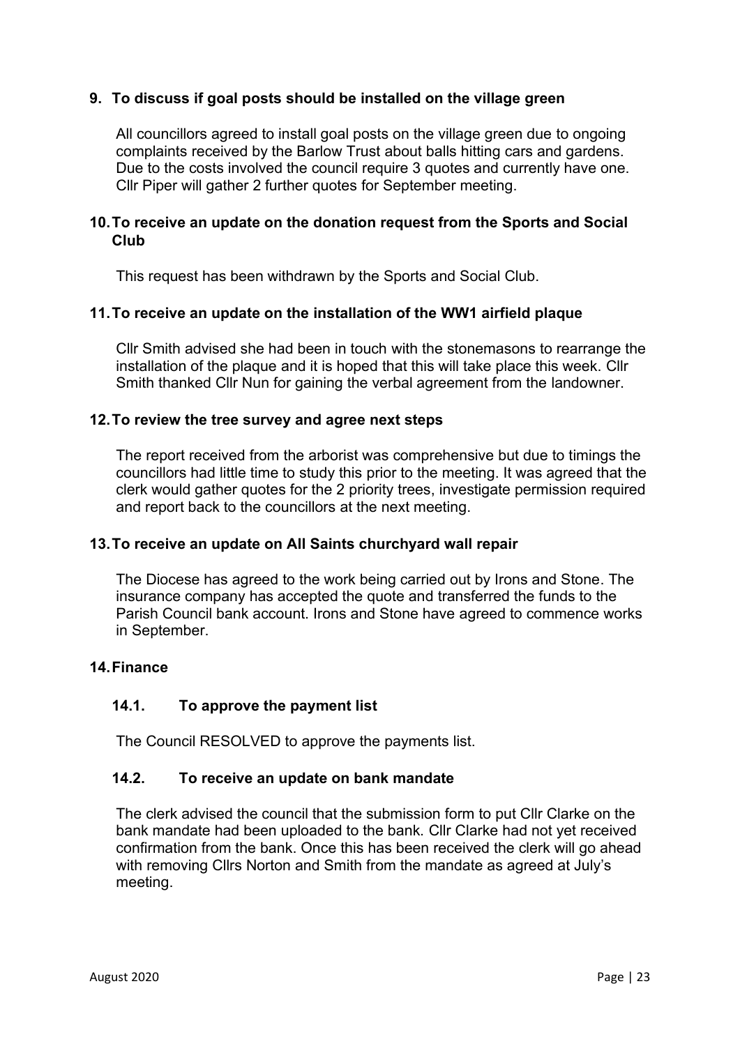## 9. To discuss if goal posts should be installed on the village green

All councillors agreed to install goal posts on the village green due to ongoing complaints received by the Barlow Trust about balls hitting cars and gardens. Due to the costs involved the council require 3 quotes and currently have one. Cllr Piper will gather 2 further quotes for September meeting.

## 10. To receive an update on the donation request from the Sports and Social Club

This request has been withdrawn by the Sports and Social Club.

## 11. To receive an update on the installation of the WW1 airfield plaque

Cllr Smith advised she had been in touch with the stonemasons to rearrange the installation of the plaque and it is hoped that this will take place this week. Cllr Smith thanked Cllr Nun for gaining the verbal agreement from the landowner.

## 12. To review the tree survey and agree next steps

The report received from the arborist was comprehensive but due to timings the councillors had little time to study this prior to the meeting. It was agreed that the clerk would gather quotes for the 2 priority trees, investigate permission required and report back to the councillors at the next meeting.

## 13. To receive an update on All Saints churchyard wall repair

The Diocese has agreed to the work being carried out by Irons and Stone. The insurance company has accepted the quote and transferred the funds to the Parish Council bank account. Irons and Stone have agreed to commence works in September.

## 14. Finance

### 14.1. To approve the payment list

The Council RESOLVED to approve the payments list.

### 14.2. To receive an update on bank mandate

The clerk advised the council that the submission form to put Cllr Clarke on the bank mandate had been uploaded to the bank. Cllr Clarke had not yet received confirmation from the bank. Once this has been received the clerk will go ahead with removing Cllrs Norton and Smith from the mandate as agreed at July's meeting.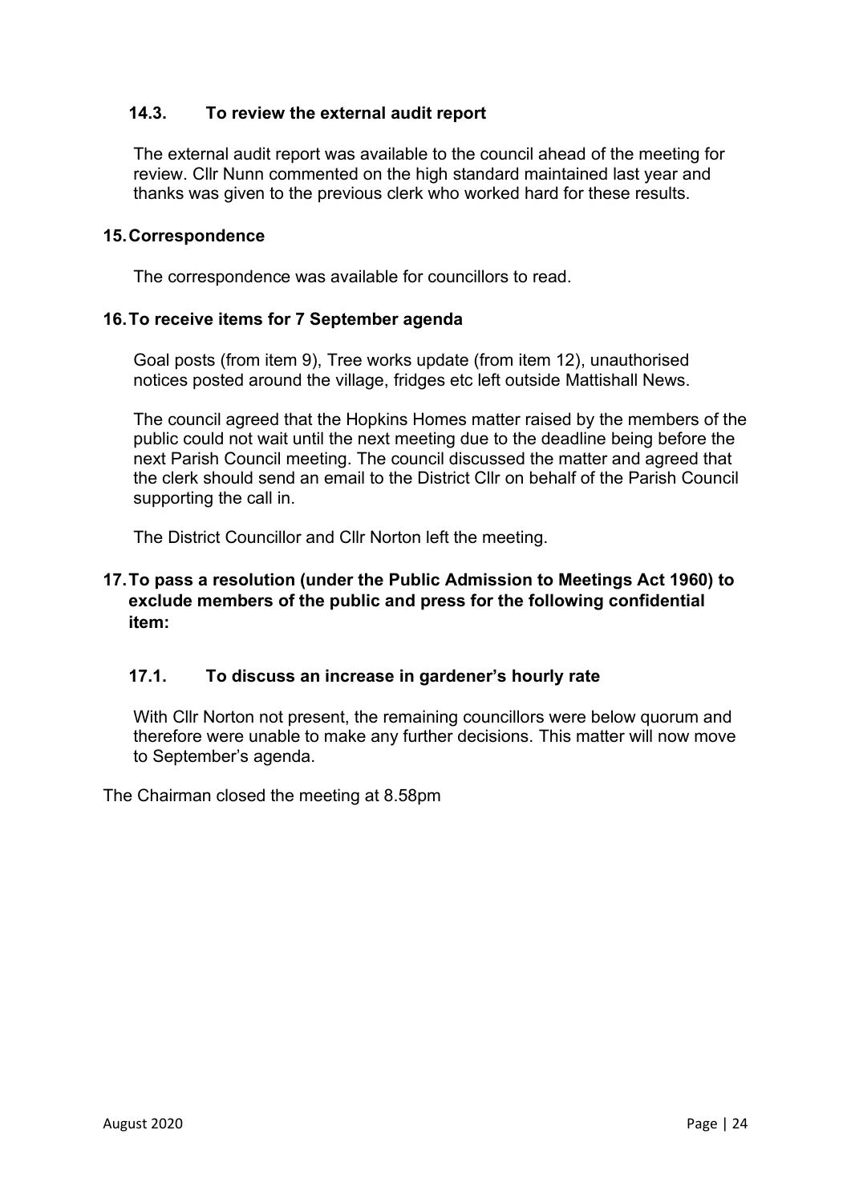### 14.3. To review the external audit report

The external audit report was available to the council ahead of the meeting for review. Cllr Nunn commented on the high standard maintained last year and thanks was given to the previous clerk who worked hard for these results.

## 15. Correspondence

The correspondence was available for councillors to read.

## 16. To receive items for 7 September agenda

Goal posts (from item 9), Tree works update (from item 12), unauthorised notices posted around the village, fridges etc left outside Mattishall News.

The council agreed that the Hopkins Homes matter raised by the members of the public could not wait until the next meeting due to the deadline being before the next Parish Council meeting. The council discussed the matter and agreed that the clerk should send an email to the District Cllr on behalf of the Parish Council supporting the call in.

The District Councillor and Cllr Norton left the meeting.

## 17. To pass a resolution (under the Public Admission to Meetings Act 1960) to exclude members of the public and press for the following confidential item:

### 17.1. To discuss an increase in gardener's hourly rate

With Cllr Norton not present, the remaining councillors were below quorum and therefore were unable to make any further decisions. This matter will now move to September's agenda.

The Chairman closed the meeting at 8.58pm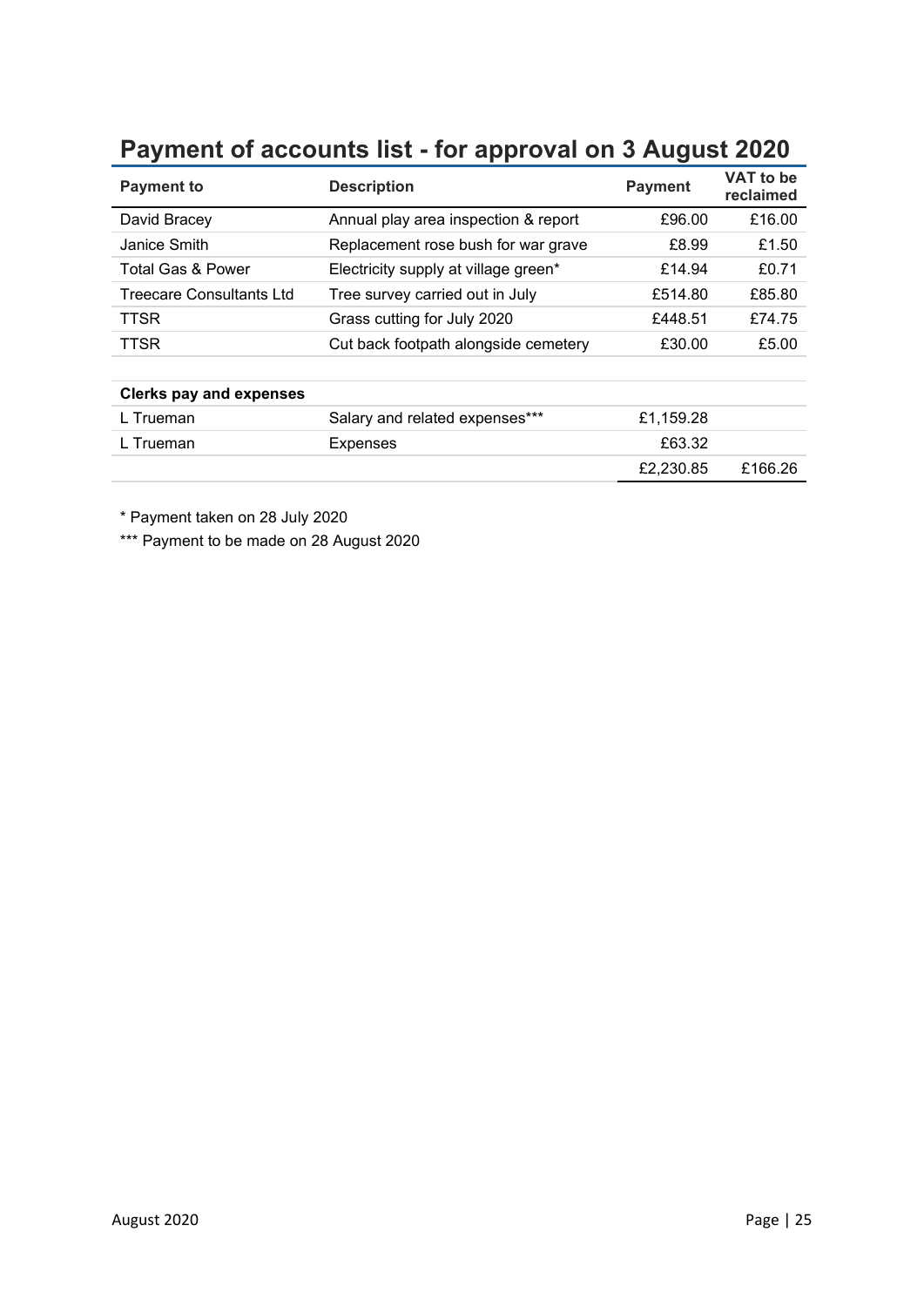## Payment of accounts list - for approval on 3 August 2020

| Payment to | Description | Payment | VAT to be reclaimed |
|---|---|---|---|
| David Bracey | Annual play area inspection & report | £96.00 | £16.00 |
| Janice Smith | Replacement rose bush for war grave | £8.99 | £1.50 |
| Total Gas & Power | Electricity supply at village green* | £14.94 | £0.71 |
| Treecare Consultants Ltd | Tree survey carried out in July | £514.80 | £85.80 |
| TTSR | Grass cutting for July 2020 | £448.51 | £74.75 |
| TTSR | Cut back footpath alongside cemetery | £30.00 | £5.00 |
| | | | |
| **Clerks pay and expenses** | | | |
| L Trueman | Salary and related expenses*** | £1,159.28 | |
| L Trueman | Expenses | £63.32 | |
| | | £2,230.85 | £166.26 |

* Payment taken on 28 July 2020

*** Payment to be made on 28 August 2020